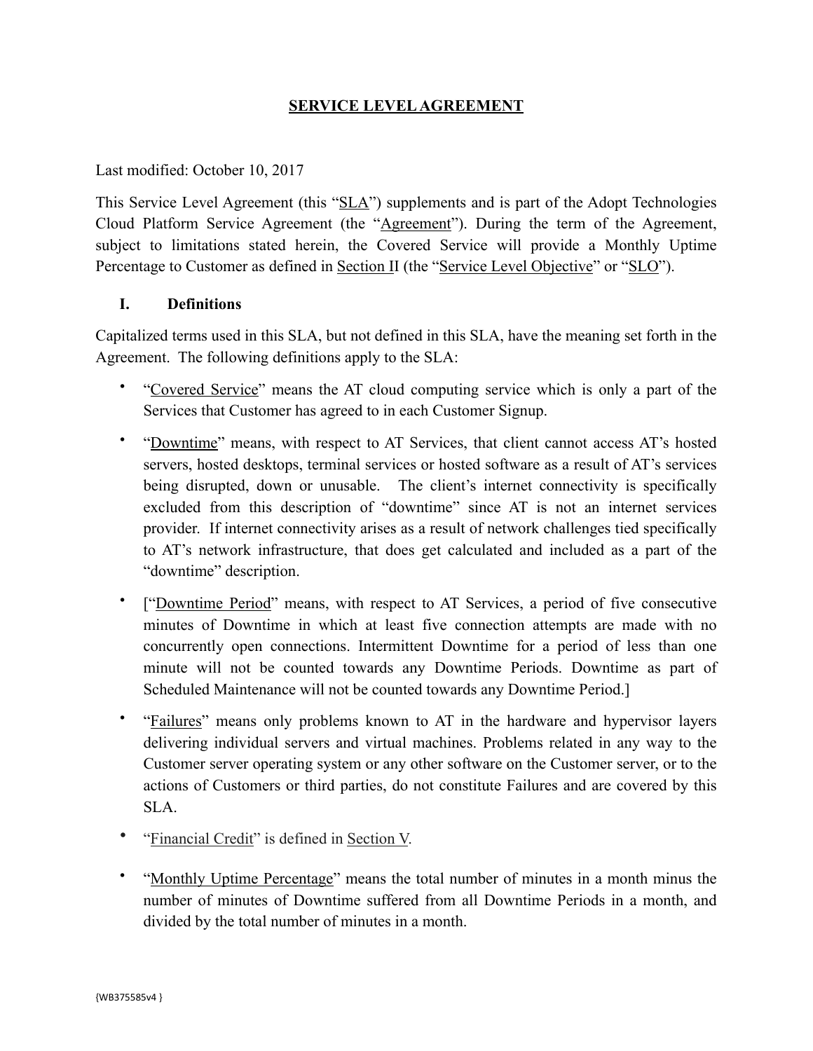# SERVICE LEVEL AGREEMENT

Last modified: October 10, 2017

This Service Level Agreement (this "SLA") supplements and is part of the Adopt Technologies Cloud Platform Service Agreement (the "Agreement"). During the term of the Agreement, subject to limitations stated herein, the Covered Service will provide a Monthly Uptime Percentage to Customer as defined in Section II (the "Service Level Objective" or "SLO").

## I. Definitions

Capitalized terms used in this SLA, but not defined in this SLA, have the meaning set forth in the Agreement. The following definitions apply to the SLA:

- "Covered Service" means the AT cloud computing service which is only a part of the Services that Customer has agreed to in each Customer Signup.
- "Downtime" means, with respect to AT Services, that client cannot access AT's hosted servers, hosted desktops, terminal services or hosted software as a result of AT's services being disrupted, down or unusable. The client's internet connectivity is specifically excluded from this description of "downtime" since AT is not an internet services provider. If internet connectivity arises as a result of network challenges tied specifically to AT's network infrastructure, that does get calculated and included as a part of the "downtime" description.
- ["Downtime Period" means, with respect to AT Services, a period of five consecutive minutes of Downtime in which at least five connection attempts are made with no concurrently open connections. Intermittent Downtime for a period of less than one minute will not be counted towards any Downtime Periods. Downtime as part of Scheduled Maintenance will not be counted towards any Downtime Period.]
- "Failures" means only problems known to AT in the hardware and hypervisor layers delivering individual servers and virtual machines. Problems related in any way to the Customer server operating system or any other software on the Customer server, or to the actions of Customers or third parties, do not constitute Failures and are covered by this SLA.
- "Financial Credit" is defined in Section V.
- "Monthly Uptime Percentage" means the total number of minutes in a month minus the number of minutes of Downtime suffered from all Downtime Periods in a month, and divided by the total number of minutes in a month.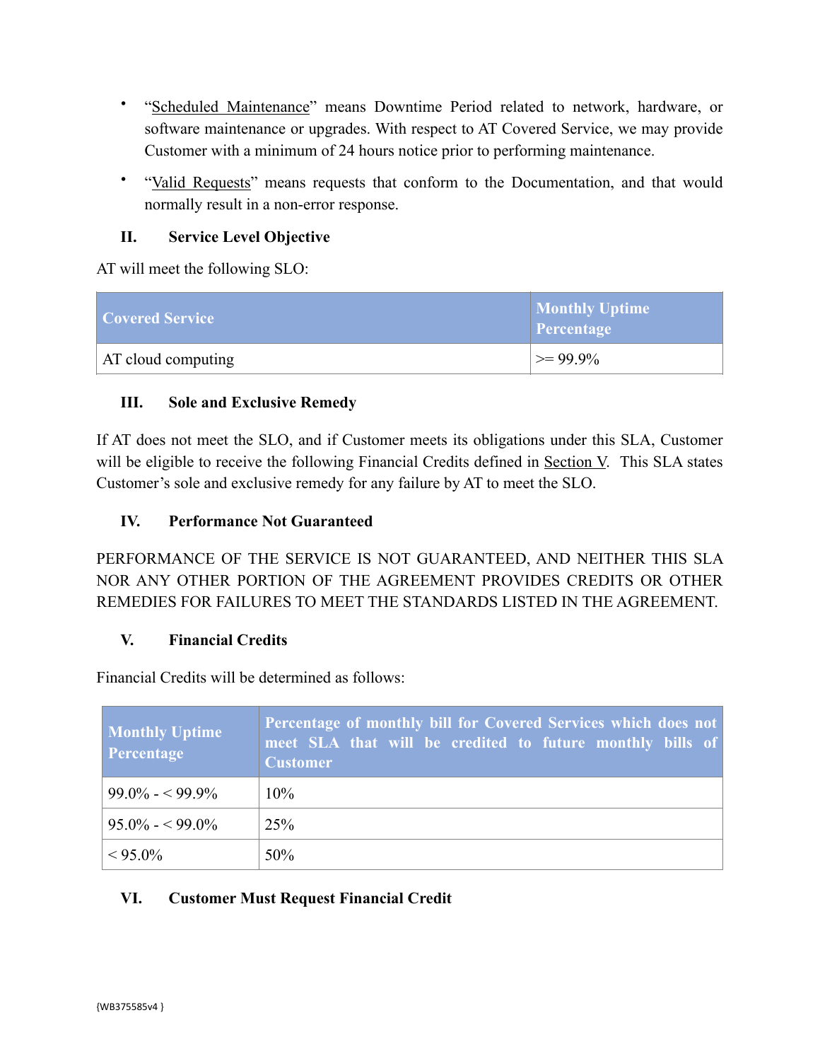- "Scheduled Maintenance" means Downtime Period related to network, hardware, or software maintenance or upgrades. With respect to AT Covered Service, we may provide Customer with a minimum of 24 hours notice prior to performing maintenance.
- "Valid Requests" means requests that conform to the Documentation, and that would normally result in a non-error response.

## II. Service Level Objective

AT will meet the following SLO:

| Covered Service | Monthly Uptime Percentage |
|---|---|
| AT cloud computing | >= 99.9% |

## III. Sole and Exclusive Remedy

If AT does not meet the SLO, and if Customer meets its obligations under this SLA, Customer will be eligible to receive the following Financial Credits defined in Section V. This SLA states Customer's sole and exclusive remedy for any failure by AT to meet the SLO.

## IV. Performance Not Guaranteed

PERFORMANCE OF THE SERVICE IS NOT GUARANTEED, AND NEITHER THIS SLA NOR ANY OTHER PORTION OF THE AGREEMENT PROVIDES CREDITS OR OTHER REMEDIES FOR FAILURES TO MEET THE STANDARDS LISTED IN THE AGREEMENT.

## V. Financial Credits

Financial Credits will be determined as follows:

| Monthly Uptime Percentage | Percentage of monthly bill for Covered Services which does not meet SLA that will be credited to future monthly bills of Customer |
|---|---|
| 99.0% - < 99.9% | 10% |
| 95.0% - < 99.0% | 25% |
| < 95.0% | 50% |

## VI. Customer Must Request Financial Credit

{WB375585v4 }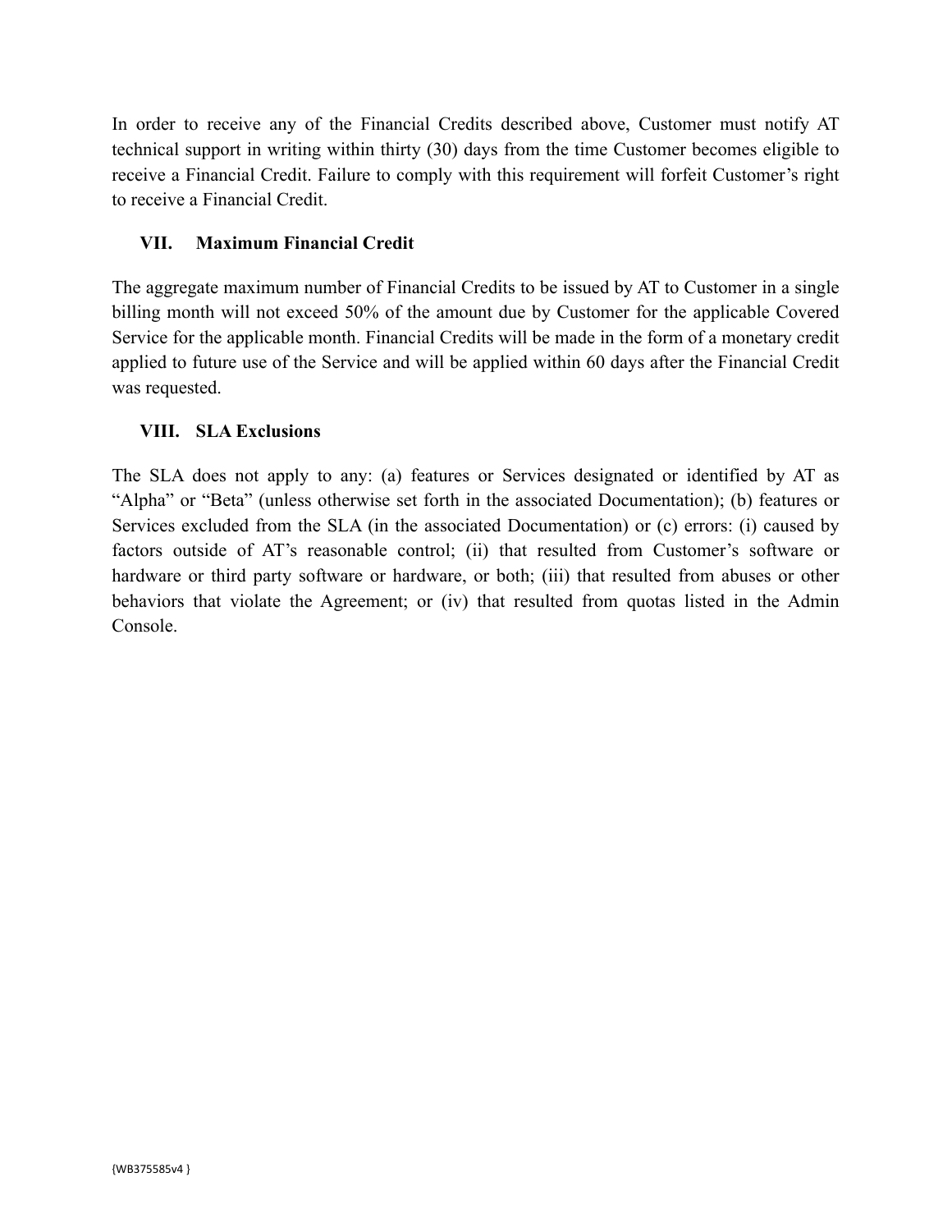In order to receive any of the Financial Credits described above, Customer must notify AT technical support in writing within thirty (30) days from the time Customer becomes eligible to receive a Financial Credit. Failure to comply with this requirement will forfeit Customer's right to receive a Financial Credit.

## VII. Maximum Financial Credit

The aggregate maximum number of Financial Credits to be issued by AT to Customer in a single billing month will not exceed 50% of the amount due by Customer for the applicable Covered Service for the applicable month. Financial Credits will be made in the form of a monetary credit applied to future use of the Service and will be applied within 60 days after the Financial Credit was requested.

## VIII. SLA Exclusions

The SLA does not apply to any: (a) features or Services designated or identified by AT as "Alpha" or "Beta" (unless otherwise set forth in the associated Documentation); (b) features or Services excluded from the SLA (in the associated Documentation) or (c) errors: (i) caused by factors outside of AT's reasonable control; (ii) that resulted from Customer's software or hardware or third party software or hardware, or both; (iii) that resulted from abuses or other behaviors that violate the Agreement; or (iv) that resulted from quotas listed in the Admin Console.

{WB375585v4 }